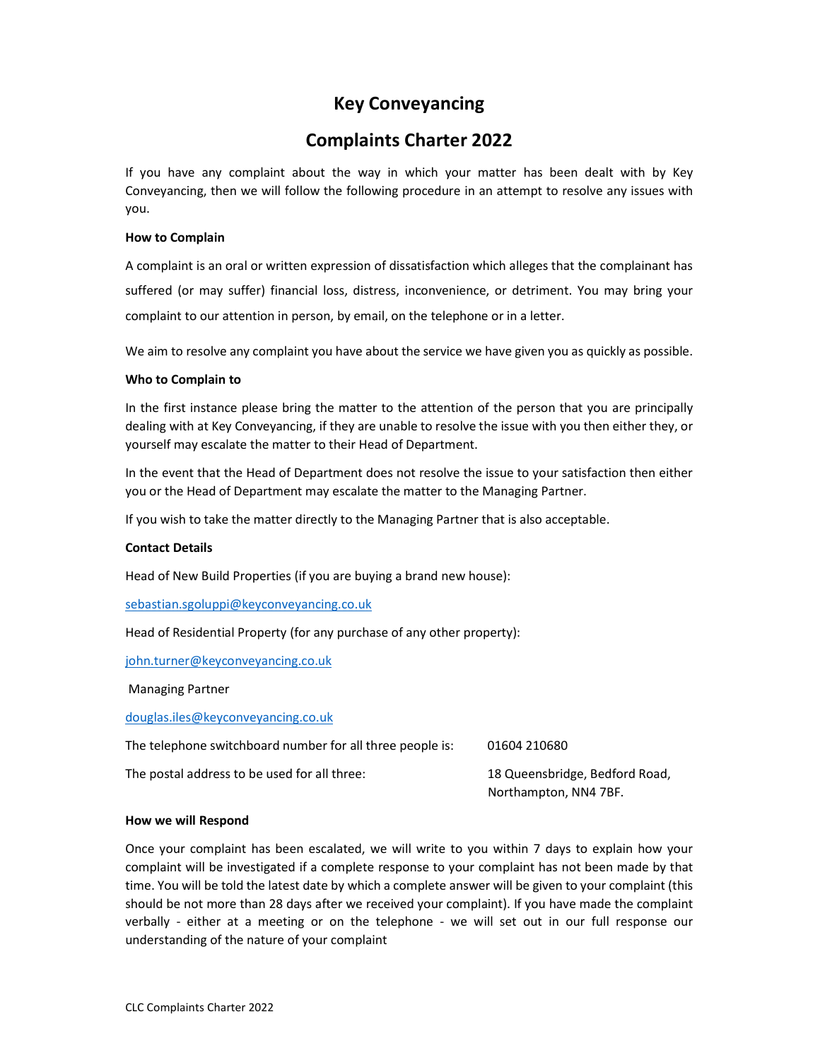# Key Conveyancing

# Complaints Charter 2022

If you have any complaint about the way in which your matter has been dealt with by Key Conveyancing, then we will follow the following procedure in an attempt to resolve any issues with you.

**How to Complain**

A complaint is an oral or written expression of dissatisfaction which alleges that the complainant has suffered (or may suffer) financial loss, distress, inconvenience, or detriment. You may bring your complaint to our attention in person, by email, on the telephone or in a letter.

We aim to resolve any complaint you have about the service we have given you as quickly as possible.

**Who to Complain to**

In the first instance please bring the matter to the attention of the person that you are principally dealing with at Key Conveyancing, if they are unable to resolve the issue with you then either they, or yourself may escalate the matter to their Head of Department.

In the event that the Head of Department does not resolve the issue to your satisfaction then either you or the Head of Department may escalate the matter to the Managing Partner.

If you wish to take the matter directly to the Managing Partner that is also acceptable.

**Contact Details**

Head of New Build Properties (if you are buying a brand new house):

sebastian.sgoluppi@keyconveyancing.co.uk

Head of Residential Property (for any purchase of any other property):

john.turner@keyconveyancing.co.uk

Managing Partner

douglas.iles@keyconveyancing.co.uk

| | |
|---|---|
| The telephone switchboard number for all three people is: | 01604 210680 |
| The postal address to be used for all three: | 18 Queensbridge, Bedford Road, Northampton, NN4 7BF. |

**How we will Respond**

Once your complaint has been escalated, we will write to you within 7 days to explain how your complaint will be investigated if a complete response to your complaint has not been made by that time. You will be told the latest date by which a complete answer will be given to your complaint (this should be not more than 28 days after we received your complaint). If you have made the complaint verbally - either at a meeting or on the telephone - we will set out in our full response our understanding of the nature of your complaint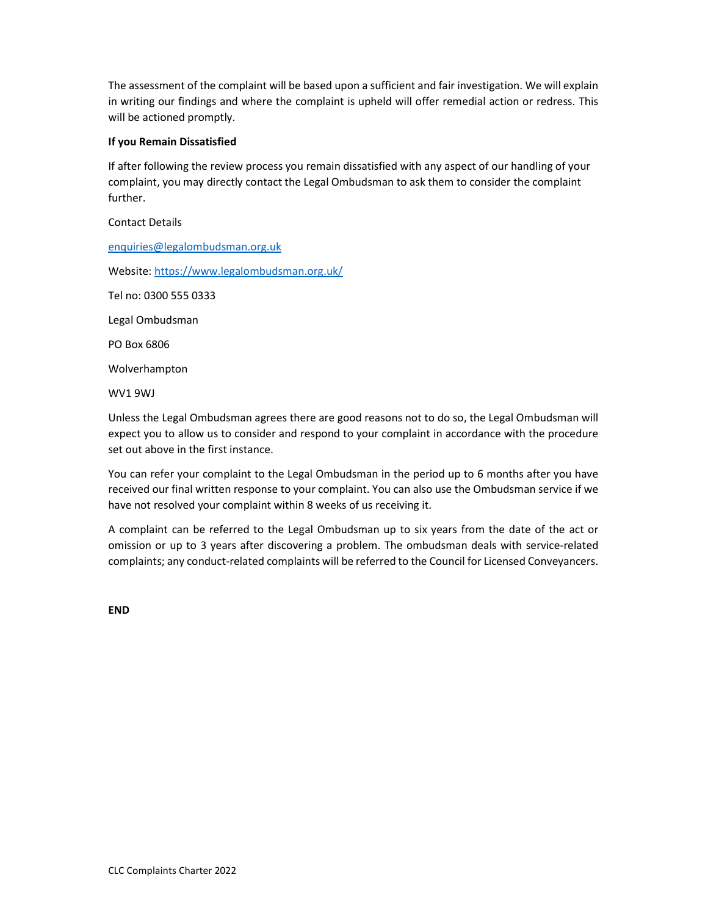The assessment of the complaint will be based upon a sufficient and fair investigation. We will explain in writing our findings and where the complaint is upheld will offer remedial action or redress. This will be actioned promptly.

**If you Remain Dissatisfied**

If after following the review process you remain dissatisfied with any aspect of our handling of your complaint, you may directly contact the Legal Ombudsman to ask them to consider the complaint further.

Contact Details

enquiries@legalombudsman.org.uk

Website: https://www.legalombudsman.org.uk/

Tel no: 0300 555 0333

Legal Ombudsman

PO Box 6806

Wolverhampton

WV1 9WJ

Unless the Legal Ombudsman agrees there are good reasons not to do so, the Legal Ombudsman will expect you to allow us to consider and respond to your complaint in accordance with the procedure set out above in the first instance.

You can refer your complaint to the Legal Ombudsman in the period up to 6 months after you have received our final written response to your complaint. You can also use the Ombudsman service if we have not resolved your complaint within 8 weeks of us receiving it.

A complaint can be referred to the Legal Ombudsman up to six years from the date of the act or omission or up to 3 years after discovering a problem. The ombudsman deals with service-related complaints; any conduct-related complaints will be referred to the Council for Licensed Conveyancers.

**END**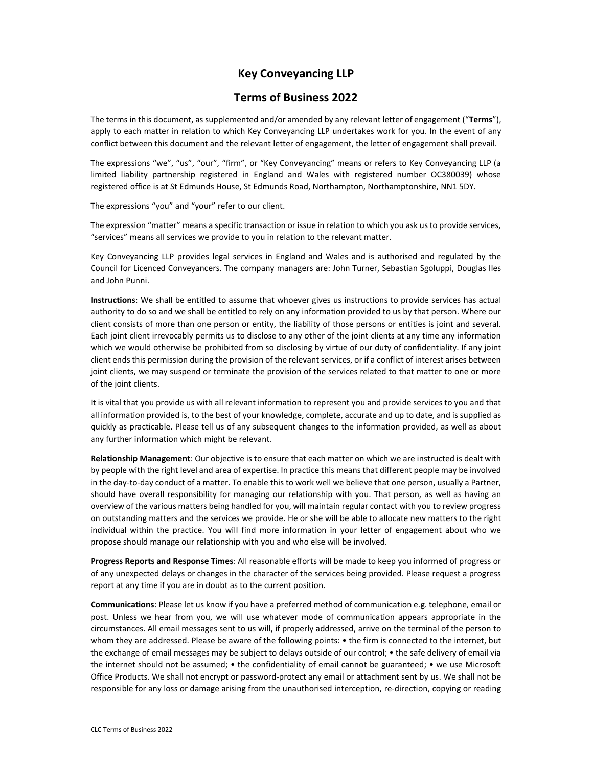# Key Conveyancing LLP

# Terms of Business 2022

The terms in this document, as supplemented and/or amended by any relevant letter of engagement ("**Terms**"), apply to each matter in relation to which Key Conveyancing LLP undertakes work for you. In the event of any conflict between this document and the relevant letter of engagement, the letter of engagement shall prevail.

The expressions "we", "us", "our", "firm", or "Key Conveyancing" means or refers to Key Conveyancing LLP (a limited liability partnership registered in England and Wales with registered number OC380039) whose registered office is at St Edmunds House, St Edmunds Road, Northampton, Northamptonshire, NN1 5DY.

The expressions "you" and "your" refer to our client.

The expression "matter" means a specific transaction or issue in relation to which you ask us to provide services, "services" means all services we provide to you in relation to the relevant matter.

Key Conveyancing LLP provides legal services in England and Wales and is authorised and regulated by the Council for Licenced Conveyancers. The company managers are: John Turner, Sebastian Sgoluppi, Douglas Iles and John Punni.

**Instructions**: We shall be entitled to assume that whoever gives us instructions to provide services has actual authority to do so and we shall be entitled to rely on any information provided to us by that person. Where our client consists of more than one person or entity, the liability of those persons or entities is joint and several. Each joint client irrevocably permits us to disclose to any other of the joint clients at any time any information which we would otherwise be prohibited from so disclosing by virtue of our duty of confidentiality. If any joint client ends this permission during the provision of the relevant services, or if a conflict of interest arises between joint clients, we may suspend or terminate the provision of the services related to that matter to one or more of the joint clients.

It is vital that you provide us with all relevant information to represent you and provide services to you and that all information provided is, to the best of your knowledge, complete, accurate and up to date, and is supplied as quickly as practicable. Please tell us of any subsequent changes to the information provided, as well as about any further information which might be relevant.

**Relationship Management**: Our objective is to ensure that each matter on which we are instructed is dealt with by people with the right level and area of expertise. In practice this means that different people may be involved in the day-to-day conduct of a matter. To enable this to work well we believe that one person, usually a Partner, should have overall responsibility for managing our relationship with you. That person, as well as having an overview of the various matters being handled for you, will maintain regular contact with you to review progress on outstanding matters and the services we provide. He or she will be able to allocate new matters to the right individual within the practice. You will find more information in your letter of engagement about who we propose should manage our relationship with you and who else will be involved.

**Progress Reports and Response Times**: All reasonable efforts will be made to keep you informed of progress or of any unexpected delays or changes in the character of the services being provided. Please request a progress report at any time if you are in doubt as to the current position.

**Communications**: Please let us know if you have a preferred method of communication e.g. telephone, email or post. Unless we hear from you, we will use whatever mode of communication appears appropriate in the circumstances. All email messages sent to us will, if properly addressed, arrive on the terminal of the person to whom they are addressed. Please be aware of the following points: • the firm is connected to the internet, but the exchange of email messages may be subject to delays outside of our control; • the safe delivery of email via the internet should not be assumed; • the confidentiality of email cannot be guaranteed; • we use Microsoft Office Products. We shall not encrypt or password-protect any email or attachment sent by us. We shall not be responsible for any loss or damage arising from the unauthorised interception, re-direction, copying or reading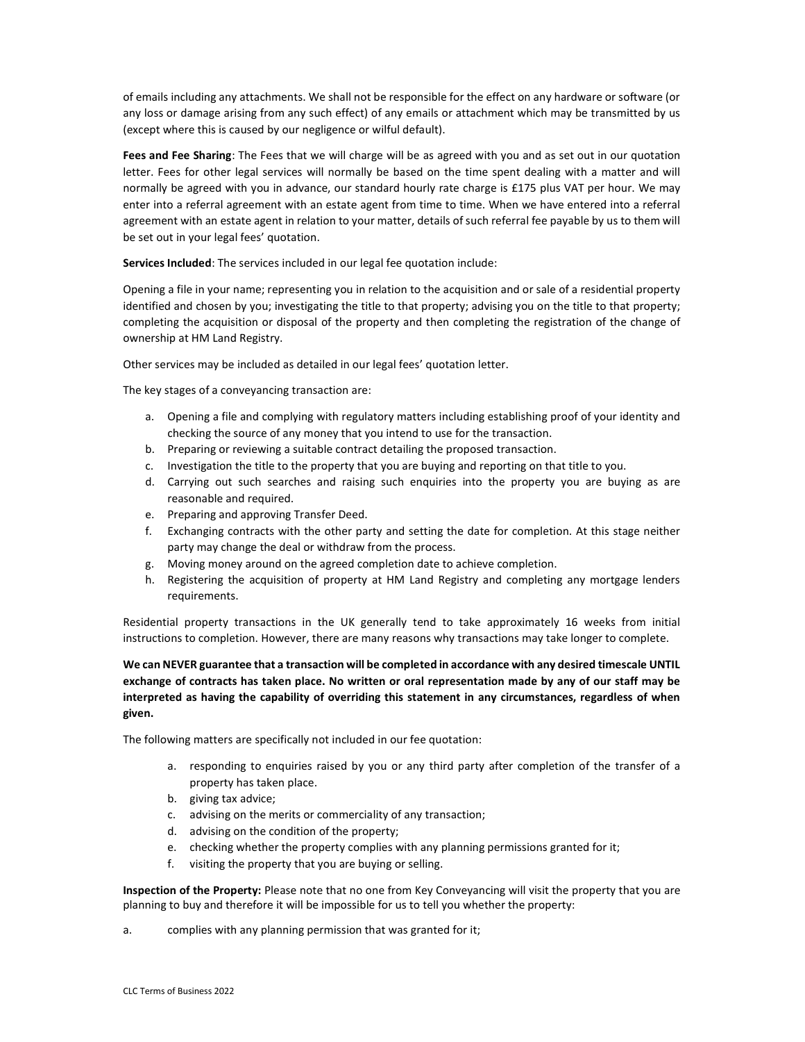of emails including any attachments. We shall not be responsible for the effect on any hardware or software (or any loss or damage arising from any such effect) of any emails or attachment which may be transmitted by us (except where this is caused by our negligence or wilful default).

**Fees and Fee Sharing**: The Fees that we will charge will be as agreed with you and as set out in our quotation letter. Fees for other legal services will normally be based on the time spent dealing with a matter and will normally be agreed with you in advance, our standard hourly rate charge is £175 plus VAT per hour. We may enter into a referral agreement with an estate agent from time to time. When we have entered into a referral agreement with an estate agent in relation to your matter, details of such referral fee payable by us to them will be set out in your legal fees' quotation.

**Services Included**: The services included in our legal fee quotation include:

Opening a file in your name; representing you in relation to the acquisition and or sale of a residential property identified and chosen by you; investigating the title to that property; advising you on the title to that property; completing the acquisition or disposal of the property and then completing the registration of the change of ownership at HM Land Registry.

Other services may be included as detailed in our legal fees' quotation letter.

The key stages of a conveyancing transaction are:

a. Opening a file and complying with regulatory matters including establishing proof of your identity and checking the source of any money that you intend to use for the transaction.
b. Preparing or reviewing a suitable contract detailing the proposed transaction.
c. Investigation the title to the property that you are buying and reporting on that title to you.
d. Carrying out such searches and raising such enquiries into the property you are buying as are reasonable and required.
e. Preparing and approving Transfer Deed.
f. Exchanging contracts with the other party and setting the date for completion. At this stage neither party may change the deal or withdraw from the process.
g. Moving money around on the agreed completion date to achieve completion.
h. Registering the acquisition of property at HM Land Registry and completing any mortgage lenders requirements.

Residential property transactions in the UK generally tend to take approximately 16 weeks from initial instructions to completion. However, there are many reasons why transactions may take longer to complete.

**We can NEVER guarantee that a transaction will be completed in accordance with any desired timescale UNTIL exchange of contracts has taken place. No written or oral representation made by any of our staff may be interpreted as having the capability of overriding this statement in any circumstances, regardless of when given.**

The following matters are specifically not included in our fee quotation:

a. responding to enquiries raised by you or any third party after completion of the transfer of a property has taken place.
b. giving tax advice;
c. advising on the merits or commerciality of any transaction;
d. advising on the condition of the property;
e. checking whether the property complies with any planning permissions granted for it;
f. visiting the property that you are buying or selling.

**Inspection of the Property:** Please note that no one from Key Conveyancing will visit the property that you are planning to buy and therefore it will be impossible for us to tell you whether the property:

a. complies with any planning permission that was granted for it;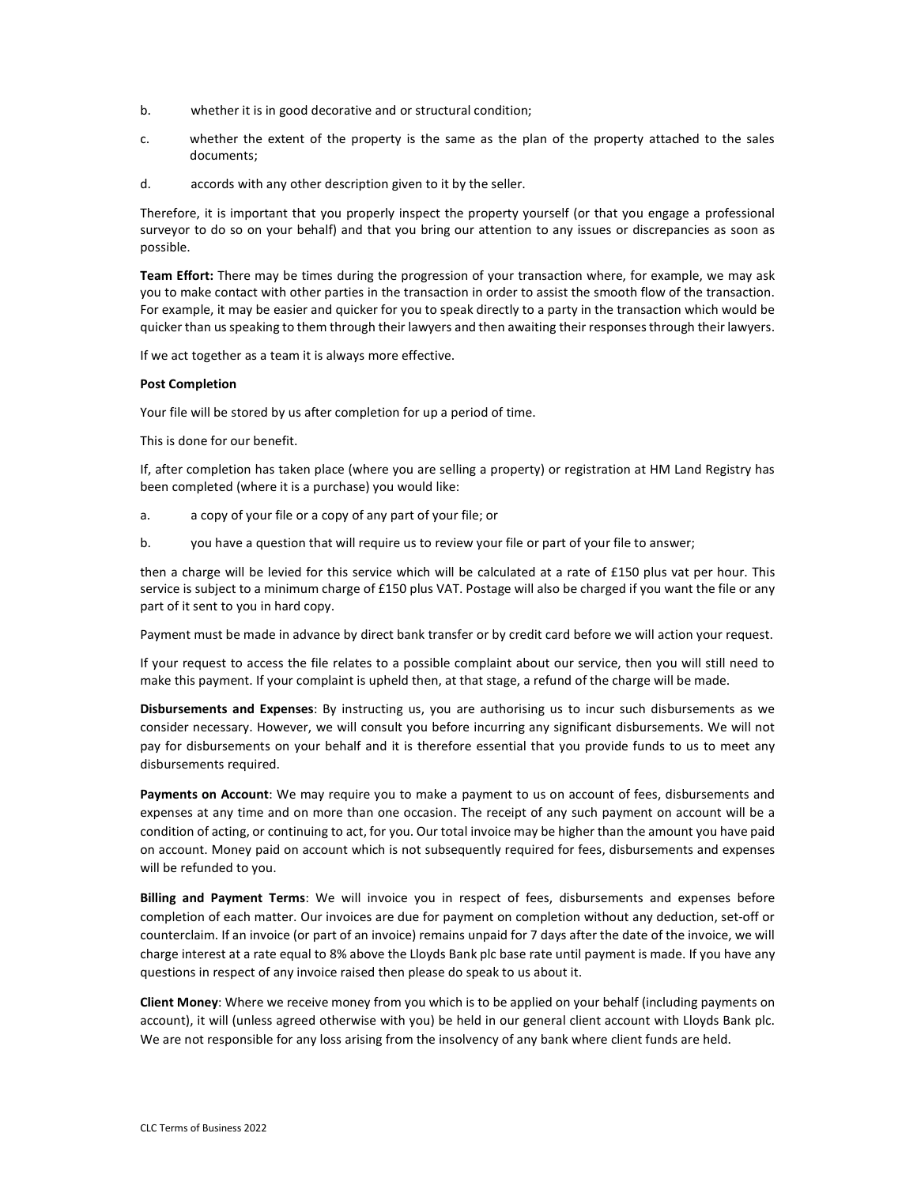b. whether it is in good decorative and or structural condition;

c. whether the extent of the property is the same as the plan of the property attached to the sales documents;

d. accords with any other description given to it by the seller.

Therefore, it is important that you properly inspect the property yourself (or that you engage a professional surveyor to do so on your behalf) and that you bring our attention to any issues or discrepancies as soon as possible.

**Team Effort:** There may be times during the progression of your transaction where, for example, we may ask you to make contact with other parties in the transaction in order to assist the smooth flow of the transaction. For example, it may be easier and quicker for you to speak directly to a party in the transaction which would be quicker than us speaking to them through their lawyers and then awaiting their responses through their lawyers.

If we act together as a team it is always more effective.

**Post Completion**

Your file will be stored by us after completion for up a period of time.

This is done for our benefit.

If, after completion has taken place (where you are selling a property) or registration at HM Land Registry has been completed (where it is a purchase) you would like:

a. a copy of your file or a copy of any part of your file; or

b. you have a question that will require us to review your file or part of your file to answer;

then a charge will be levied for this service which will be calculated at a rate of £150 plus vat per hour. This service is subject to a minimum charge of £150 plus VAT. Postage will also be charged if you want the file or any part of it sent to you in hard copy.

Payment must be made in advance by direct bank transfer or by credit card before we will action your request.

If your request to access the file relates to a possible complaint about our service, then you will still need to make this payment. If your complaint is upheld then, at that stage, a refund of the charge will be made.

**Disbursements and Expenses**: By instructing us, you are authorising us to incur such disbursements as we consider necessary. However, we will consult you before incurring any significant disbursements. We will not pay for disbursements on your behalf and it is therefore essential that you provide funds to us to meet any disbursements required.

**Payments on Account**: We may require you to make a payment to us on account of fees, disbursements and expenses at any time and on more than one occasion. The receipt of any such payment on account will be a condition of acting, or continuing to act, for you. Our total invoice may be higher than the amount you have paid on account. Money paid on account which is not subsequently required for fees, disbursements and expenses will be refunded to you.

**Billing and Payment Terms**: We will invoice you in respect of fees, disbursements and expenses before completion of each matter. Our invoices are due for payment on completion without any deduction, set-off or counterclaim. If an invoice (or part of an invoice) remains unpaid for 7 days after the date of the invoice, we will charge interest at a rate equal to 8% above the Lloyds Bank plc base rate until payment is made. If you have any questions in respect of any invoice raised then please do speak to us about it.

**Client Money**: Where we receive money from you which is to be applied on your behalf (including payments on account), it will (unless agreed otherwise with you) be held in our general client account with Lloyds Bank plc. We are not responsible for any loss arising from the insolvency of any bank where client funds are held.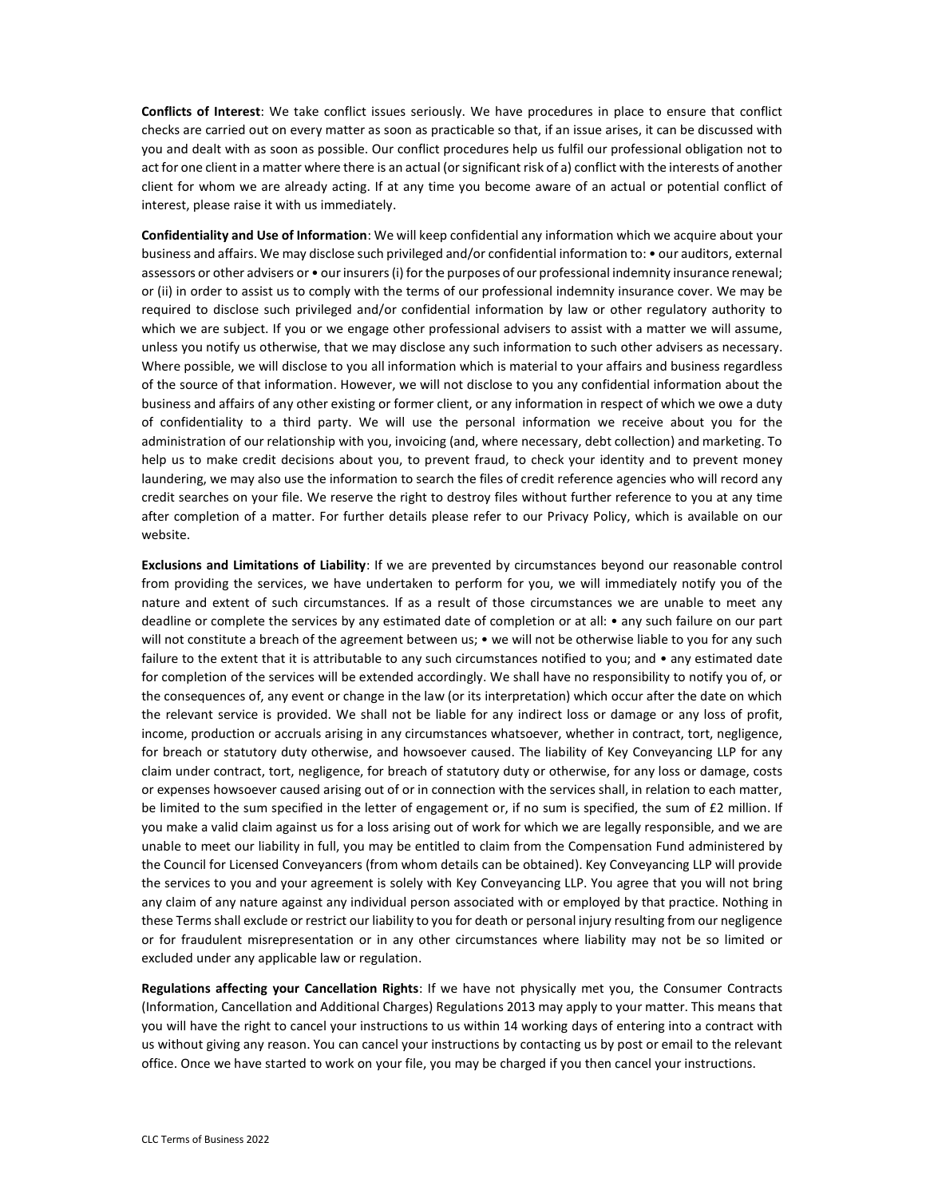**Conflicts of Interest**: We take conflict issues seriously. We have procedures in place to ensure that conflict checks are carried out on every matter as soon as practicable so that, if an issue arises, it can be discussed with you and dealt with as soon as possible. Our conflict procedures help us fulfil our professional obligation not to act for one client in a matter where there is an actual (or significant risk of a) conflict with the interests of another client for whom we are already acting. If at any time you become aware of an actual or potential conflict of interest, please raise it with us immediately.

**Confidentiality and Use of Information**: We will keep confidential any information which we acquire about your business and affairs. We may disclose such privileged and/or confidential information to: • our auditors, external assessors or other advisers or • our insurers (i) for the purposes of our professional indemnity insurance renewal; or (ii) in order to assist us to comply with the terms of our professional indemnity insurance cover. We may be required to disclose such privileged and/or confidential information by law or other regulatory authority to which we are subject. If you or we engage other professional advisers to assist with a matter we will assume, unless you notify us otherwise, that we may disclose any such information to such other advisers as necessary. Where possible, we will disclose to you all information which is material to your affairs and business regardless of the source of that information. However, we will not disclose to you any confidential information about the business and affairs of any other existing or former client, or any information in respect of which we owe a duty of confidentiality to a third party. We will use the personal information we receive about you for the administration of our relationship with you, invoicing (and, where necessary, debt collection) and marketing. To help us to make credit decisions about you, to prevent fraud, to check your identity and to prevent money laundering, we may also use the information to search the files of credit reference agencies who will record any credit searches on your file. We reserve the right to destroy files without further reference to you at any time after completion of a matter. For further details please refer to our Privacy Policy, which is available on our website.

**Exclusions and Limitations of Liability**: If we are prevented by circumstances beyond our reasonable control from providing the services, we have undertaken to perform for you, we will immediately notify you of the nature and extent of such circumstances. If as a result of those circumstances we are unable to meet any deadline or complete the services by any estimated date of completion or at all: • any such failure on our part will not constitute a breach of the agreement between us; • we will not be otherwise liable to you for any such failure to the extent that it is attributable to any such circumstances notified to you; and • any estimated date for completion of the services will be extended accordingly. We shall have no responsibility to notify you of, or the consequences of, any event or change in the law (or its interpretation) which occur after the date on which the relevant service is provided. We shall not be liable for any indirect loss or damage or any loss of profit, income, production or accruals arising in any circumstances whatsoever, whether in contract, tort, negligence, for breach or statutory duty otherwise, and howsoever caused. The liability of Key Conveyancing LLP for any claim under contract, tort, negligence, for breach of statutory duty or otherwise, for any loss or damage, costs or expenses howsoever caused arising out of or in connection with the services shall, in relation to each matter, be limited to the sum specified in the letter of engagement or, if no sum is specified, the sum of £2 million. If you make a valid claim against us for a loss arising out of work for which we are legally responsible, and we are unable to meet our liability in full, you may be entitled to claim from the Compensation Fund administered by the Council for Licensed Conveyancers (from whom details can be obtained). Key Conveyancing LLP will provide the services to you and your agreement is solely with Key Conveyancing LLP. You agree that you will not bring any claim of any nature against any individual person associated with or employed by that practice. Nothing in these Terms shall exclude or restrict our liability to you for death or personal injury resulting from our negligence or for fraudulent misrepresentation or in any other circumstances where liability may not be so limited or excluded under any applicable law or regulation.

**Regulations affecting your Cancellation Rights**: If we have not physically met you, the Consumer Contracts (Information, Cancellation and Additional Charges) Regulations 2013 may apply to your matter. This means that you will have the right to cancel your instructions to us within 14 working days of entering into a contract with us without giving any reason. You can cancel your instructions by contacting us by post or email to the relevant office. Once we have started to work on your file, you may be charged if you then cancel your instructions.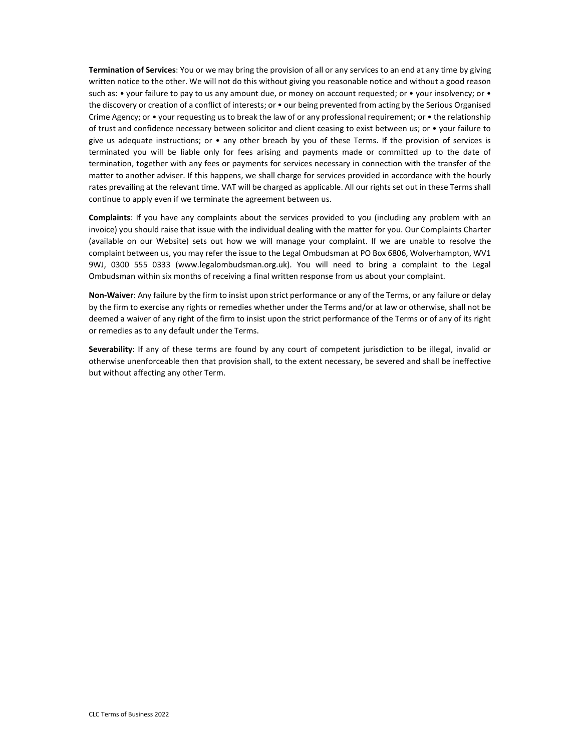**Termination of Services**: You or we may bring the provision of all or any services to an end at any time by giving written notice to the other. We will not do this without giving you reasonable notice and without a good reason such as: • your failure to pay to us any amount due, or money on account requested; or • your insolvency; or • the discovery or creation of a conflict of interests; or • our being prevented from acting by the Serious Organised Crime Agency; or • your requesting us to break the law of or any professional requirement; or • the relationship of trust and confidence necessary between solicitor and client ceasing to exist between us; or • your failure to give us adequate instructions; or • any other breach by you of these Terms. If the provision of services is terminated you will be liable only for fees arising and payments made or committed up to the date of termination, together with any fees or payments for services necessary in connection with the transfer of the matter to another adviser. If this happens, we shall charge for services provided in accordance with the hourly rates prevailing at the relevant time. VAT will be charged as applicable. All our rights set out in these Terms shall continue to apply even if we terminate the agreement between us.

**Complaints**: If you have any complaints about the services provided to you (including any problem with an invoice) you should raise that issue with the individual dealing with the matter for you. Our Complaints Charter (available on our Website) sets out how we will manage your complaint. If we are unable to resolve the complaint between us, you may refer the issue to the Legal Ombudsman at PO Box 6806, Wolverhampton, WV1 9WJ, 0300 555 0333 (www.legalombudsman.org.uk). You will need to bring a complaint to the Legal Ombudsman within six months of receiving a final written response from us about your complaint.

**Non-Waiver**: Any failure by the firm to insist upon strict performance or any of the Terms, or any failure or delay by the firm to exercise any rights or remedies whether under the Terms and/or at law or otherwise, shall not be deemed a waiver of any right of the firm to insist upon the strict performance of the Terms or of any of its right or remedies as to any default under the Terms.

**Severability**: If any of these terms are found by any court of competent jurisdiction to be illegal, invalid or otherwise unenforceable then that provision shall, to the extent necessary, be severed and shall be ineffective but without affecting any other Term.